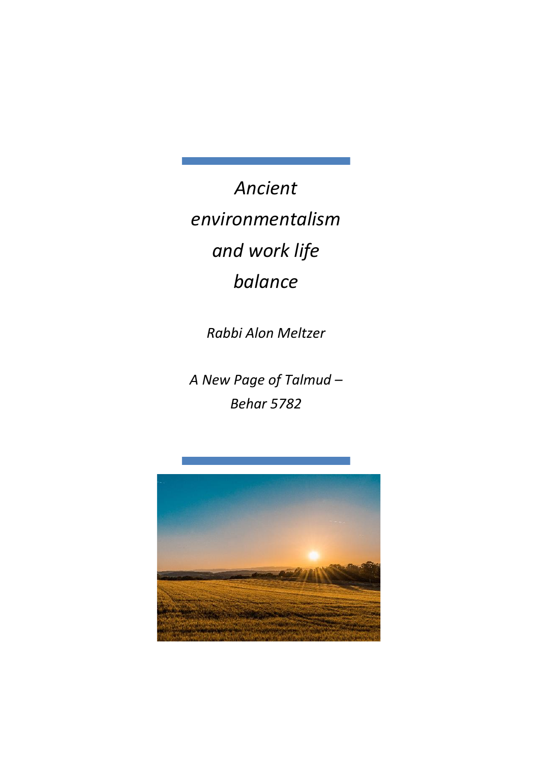# *Ancient environmentalism and work life balance*

*Rabbi Alon Meltzer*

*A New Page of Talmud – Behar 5782*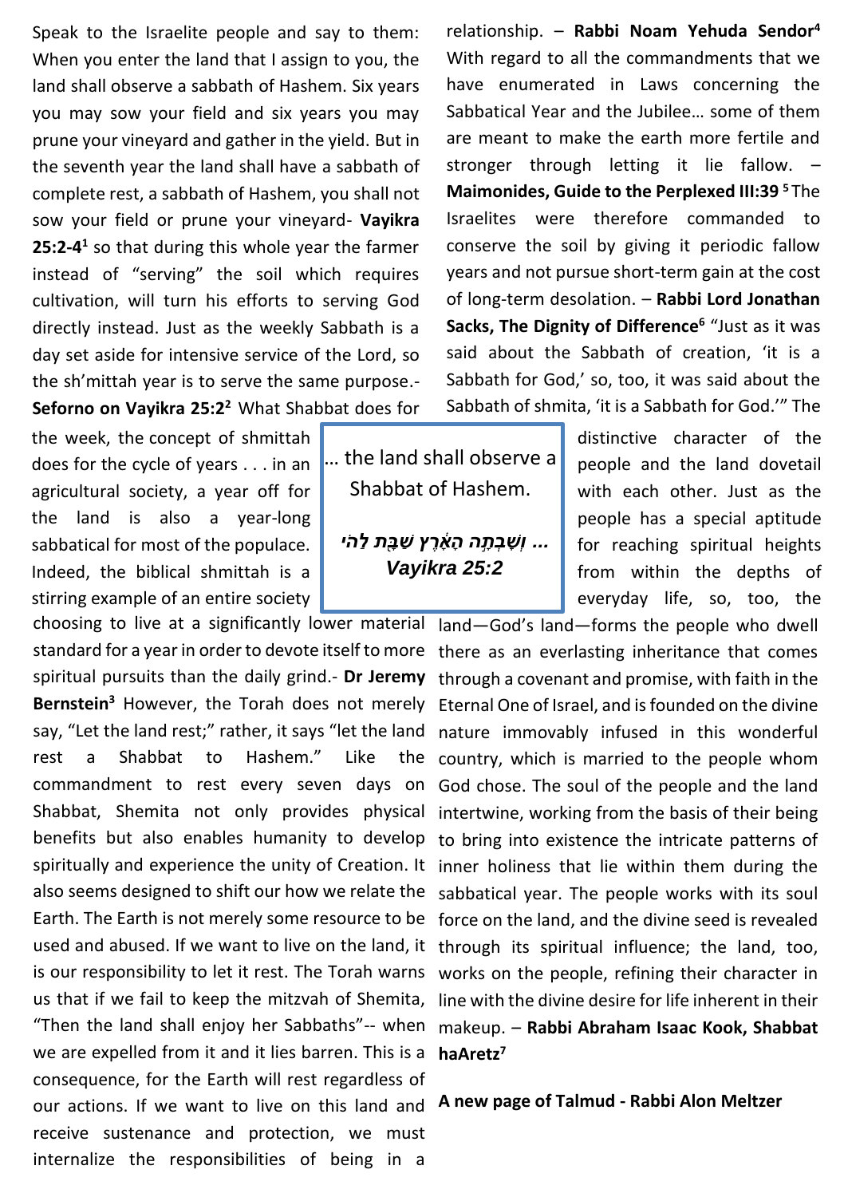Speak to the Israelite people and say to them: When you enter the land that I assign to you, the land shall observe a sabbath of Hashem. Six years you may sow your field and six years you may prune your vineyard and gather in the yield. But in the seventh year the land shall have a sabbath of complete rest, a sabbath of Hashem, you shall not sow your field or prune your vineyard- **Vayikra 25:2-4**[1] so that during this whole year the farmer instead of "serving" the soil which requires cultivation, will turn his efforts to serving God directly instead. Just as the weekly Sabbath is a day set aside for intensive service of the Lord, so the sh'mittah year is to serve the same purpose.- **Seforno on Vayikra 25:2**[2] What Shabbat does for the week, the concept of shmittah does for the cycle of years . . . in an agricultural society, a year off for the land is also a year-long sabbatical for most of the populace. Indeed, the biblical shmittah is a stirring example of an entire society choosing to live at a significantly lower material standard for a year in order to devote itself to more spiritual pursuits than the daily grind.- **Dr Jeremy Bernstein**[3] However, the Torah does not merely say, "Let the land rest;" rather, it says "let the land rest a Shabbat to Hashem." Like the commandment to rest every seven days on Shabbat, Shemita not only provides physical benefits but also enables humanity to develop spiritually and experience the unity of Creation. It also seems designed to shift our how we relate the Earth. The Earth is not merely some resource to be used and abused. If we want to live on the land, it is our responsibility to let it rest. The Torah warns us that if we fail to keep the mitzvah of Shemita, "Then the land shall enjoy her Sabbaths"-- when we are expelled from it and it lies barren. This is a consequence, for the Earth will rest regardless of our actions. If we want to live on this land and receive sustenance and protection, we must internalize the responsibilities of being in a relationship. – **Rabbi Noam Yehuda Sendor**[4] With regard to all the commandments that we have enumerated in Laws concerning the Sabbatical Year and the Jubilee… some of them are meant to make the earth more fertile and stronger through letting it lie fallow. – **Maimonides, Guide to the Perplexed III:39** [5] The Israelites were therefore commanded to conserve the soil by giving it periodic fallow years and not pursue short-term gain at the cost of long-term desolation. – **Rabbi Lord Jonathan Sacks, The Dignity of Difference**[6] "Just as it was said about the Sabbath of creation, 'it is a Sabbath for God,' so, too, it was said about the Sabbath of shmita, 'it is a Sabbath for God.'" The distinctive character of the people and the land dovetail with each other. Just as the people has a special aptitude for reaching spiritual heights from within the depths of everyday life, so, too, the land—God's land—forms the people who dwell there as an everlasting inheritance that comes through a covenant and promise, with faith in the Eternal One of Israel, and is founded on the divine nature immovably infused in this wonderful country, which is married to the people whom God chose. The soul of the people and the land intertwine, working from the basis of their being to bring into existence the intricate patterns of inner holiness that lie within them during the sabbatical year. The people works with its soul force on the land, and the divine seed is revealed through its spiritual influence; the land, too, works on the people, refining their character in line with the divine desire for life inherent in their makeup. – **Rabbi Abraham Isaac Kook, Shabbat haAretz**[7]

… the land shall observe a Shabbat of Hashem.

***... וְשָׁבְתָה הָאָרֶץ שַׁבָּת לַה׳***
***Vayikra 25:2***

**A new page of Talmud - Rabbi Alon Meltzer**